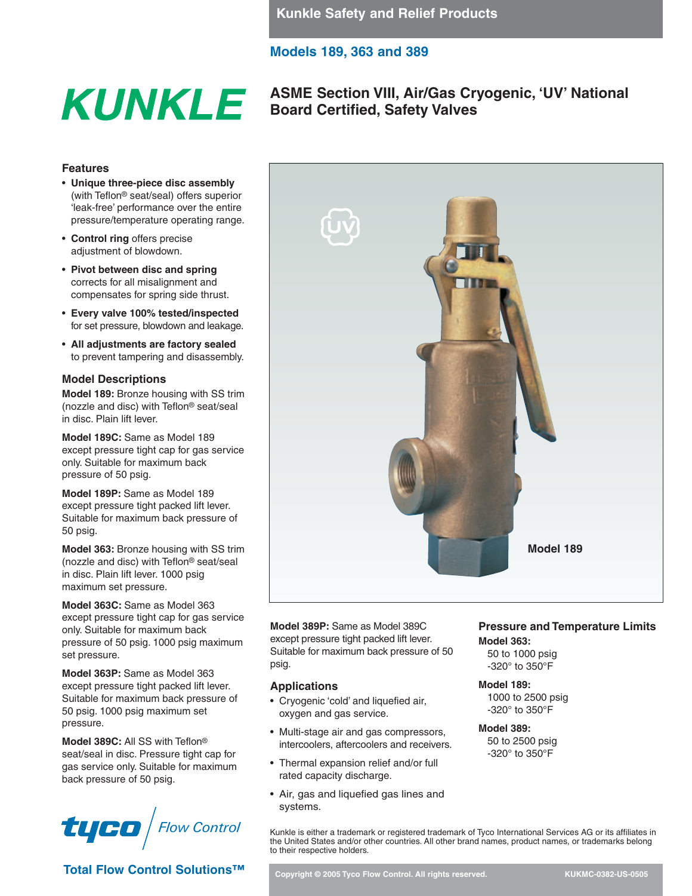Kunkle Safety and Relief Products

## Models 189, 363 and 389

KUNKLE

# ASME Section VIII, Air/Gas Cryogenic, 'UV' National Board Certified, Safety Valves

### Features

- **Unique three-piece disc assembly** (with Teflon® seat/seal) offers superior 'leak-free' performance over the entire pressure/temperature operating range.
- **Control ring** offers precise adjustment of blowdown.
- **Pivot between disc and spring** corrects for all misalignment and compensates for spring side thrust.
- **Every valve 100% tested/inspected** for set pressure, blowdown and leakage.
- **All adjustments are factory sealed** to prevent tampering and disassembly.

### Model Descriptions

**Model 189:** Bronze housing with SS trim (nozzle and disc) with Teflon® seat/seal in disc. Plain lift lever.

**Model 189C:** Same as Model 189 except pressure tight cap for gas service only. Suitable for maximum back pressure of 50 psig.

**Model 189P:** Same as Model 189 except pressure tight packed lift lever. Suitable for maximum back pressure of 50 psig.

**Model 363:** Bronze housing with SS trim (nozzle and disc) with Teflon® seat/seal in disc. Plain lift lever. 1000 psig maximum set pressure.

**Model 363C:** Same as Model 363 except pressure tight cap for gas service only. Suitable for maximum back pressure of 50 psig. 1000 psig maximum set pressure.

**Model 363P:** Same as Model 363 except pressure tight packed lift lever. Suitable for maximum back pressure of 50 psig. 1000 psig maximum set pressure.

**Model 389C:** All SS with Teflon® seat/seal in disc. Pressure tight cap for gas service only. Suitable for maximum back pressure of 50 psig.

**Model 389P:** Same as Model 389C except pressure tight packed lift lever. Suitable for maximum back pressure of 50 psig.

Model 189

### Applications

- Cryogenic 'cold' and liquefied air, oxygen and gas service.
- Multi-stage air and gas compressors, intercoolers, aftercoolers and receivers.
- Thermal expansion relief and/or full rated capacity discharge.
- Air, gas and liquefied gas lines and systems.

### Pressure and Temperature Limits

**Model 363:**
50 to 1000 psig
-320° to 350°F

**Model 189:**
1000 to 2500 psig
-320° to 350°F

**Model 389:**
50 to 2500 psig
-320° to 350°F

Kunkle is either a trademark or registered trademark of Tyco International Services AG or its affiliates in the United States and/or other countries. All other brand names, product names, or trademarks belong to their respective holders.

tyco | Flow Control

**Total Flow Control Solutions™**

Copyright © 2005 Tyco Flow Control. All rights reserved. KUKMC-0382-US-0505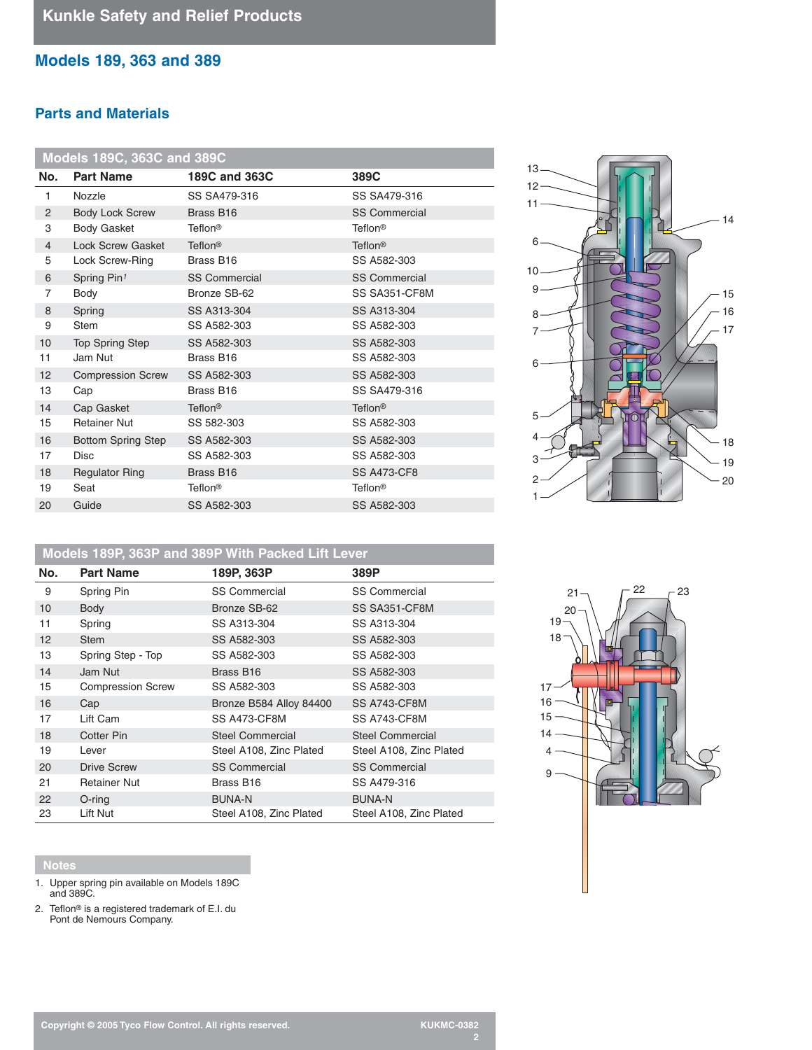## Models 189, 363 and 389

### Parts and Materials

| No. | Part Name | 189C and 363C | 389C |
|---|---|---|---|
| Models 189C, 363C and 389C | | | |
| 1 | Nozzle | SS SA479-316 | SS SA479-316 |
| 2 | Body Lock Screw | Brass B16 | SS Commercial |
| 3 | Body Gasket | Teflon® | Teflon® |
| 4 | Lock Screw Gasket | Teflon® | Teflon® |
| 5 | Lock Screw-Ring | Brass B16 | SS A582-303 |
| 6 | Spring Pin[1] | SS Commercial | SS Commercial |
| 7 | Body | Bronze SB-62 | SS SA351-CF8M |
| 8 | Spring | SS A313-304 | SS A313-304 |
| 9 | Stem | SS A582-303 | SS A582-303 |
| 10 | Top Spring Step | SS A582-303 | SS A582-303 |
| 11 | Jam Nut | Brass B16 | SS A582-303 |
| 12 | Compression Screw | SS A582-303 | SS A582-303 |
| 13 | Cap | Brass B16 | SS SA479-316 |
| 14 | Cap Gasket | Teflon® | Teflon® |
| 15 | Retainer Nut | SS 582-303 | SS A582-303 |
| 16 | Bottom Spring Step | SS A582-303 | SS A582-303 |
| 17 | Disc | SS A582-303 | SS A582-303 |
| 18 | Regulator Ring | Brass B16 | SS A473-CF8 |
| 19 | Seat | Teflon® | Teflon® |
| 20 | Guide | SS A582-303 | SS A582-303 |

| No. | Part Name | 189P, 363P | 389P |
|---|---|---|---|
| Models 189P, 363P and 389P With Packed Lift Lever | | | |
| 9 | Spring Pin | SS Commercial | SS Commercial |
| 10 | Body | Bronze SB-62 | SS SA351-CF8M |
| 11 | Spring | SS A313-304 | SS A313-304 |
| 12 | Stem | SS A582-303 | SS A582-303 |
| 13 | Spring Step - Top | SS A582-303 | SS A582-303 |
| 14 | Jam Nut | Brass B16 | SS A582-303 |
| 15 | Compression Screw | SS A582-303 | SS A582-303 |
| 16 | Cap | Bronze B584 Alloy 84400 | SS A743-CF8M |
| 17 | Lift Cam | SS A473-CF8M | SS A743-CF8M |
| 18 | Cotter Pin | Steel Commercial | Steel Commercial |
| 19 | Lever | Steel A108, Zinc Plated | Steel A108, Zinc Plated |
| 20 | Drive Screw | SS Commercial | SS Commercial |
| 21 | Retainer Nut | Brass B16 | SS A479-316 |
| 22 | O-ring | BUNA-N | BUNA-N |
| 23 | Lift Nut | Steel A108, Zinc Plated | Steel A108, Zinc Plated |

### Notes

1. Upper spring pin available on Models 189C and 389C.
2. Teflon® is a registered trademark of E.I. du Pont de Nemours Company.

Copyright © 2005 Tyco Flow Control. All rights reserved.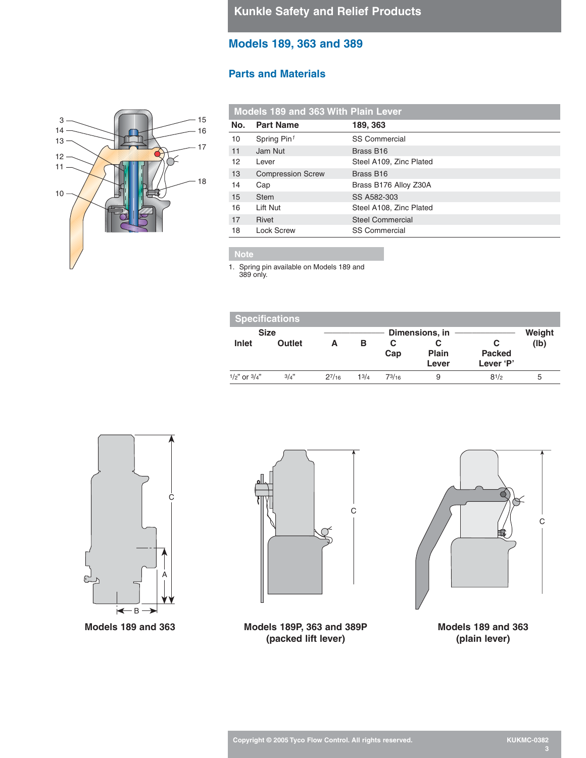## Models 189, 363 and 389

### Parts and Materials

| Models 189 and 363 With Plain Lever | | |
|---|---|---|
| No. | Part Name | 189, 363 |
| 10 | Spring Pin[1] | SS Commercial |
| 11 | Jam Nut | Brass B16 |
| 12 | Lever | Steel A109, Zinc Plated |
| 13 | Compression Screw | Brass B16 |
| 14 | Cap | Brass B176 Alloy Z30A |
| 15 | Stem | SS A582-303 |
| 16 | Lift Nut | Steel A108, Zinc Plated |
| 17 | Rivet | Steel Commercial |
| 18 | Lock Screw | SS Commercial |

**Note**

1. Spring pin available on Models 189 and 389 only.

| Specifications | | | | | | | |
|---|---|---|---|---|---|---|---|
| Size | | Dimensions, in | | | | | Weight (lb) |
| Inlet | Outlet | A | B | C Cap | C Plain Lever | C Packed Lever 'P' | |
| 1/2" or 3/4" | 3/4" | 2 7/16 | 1 3/4 | 7 3/16 | 9 | 8 1/2 | 5 |

Models 189 and 363

Models 189P, 363 and 389P (packed lift lever)

Models 189 and 363 (plain lever)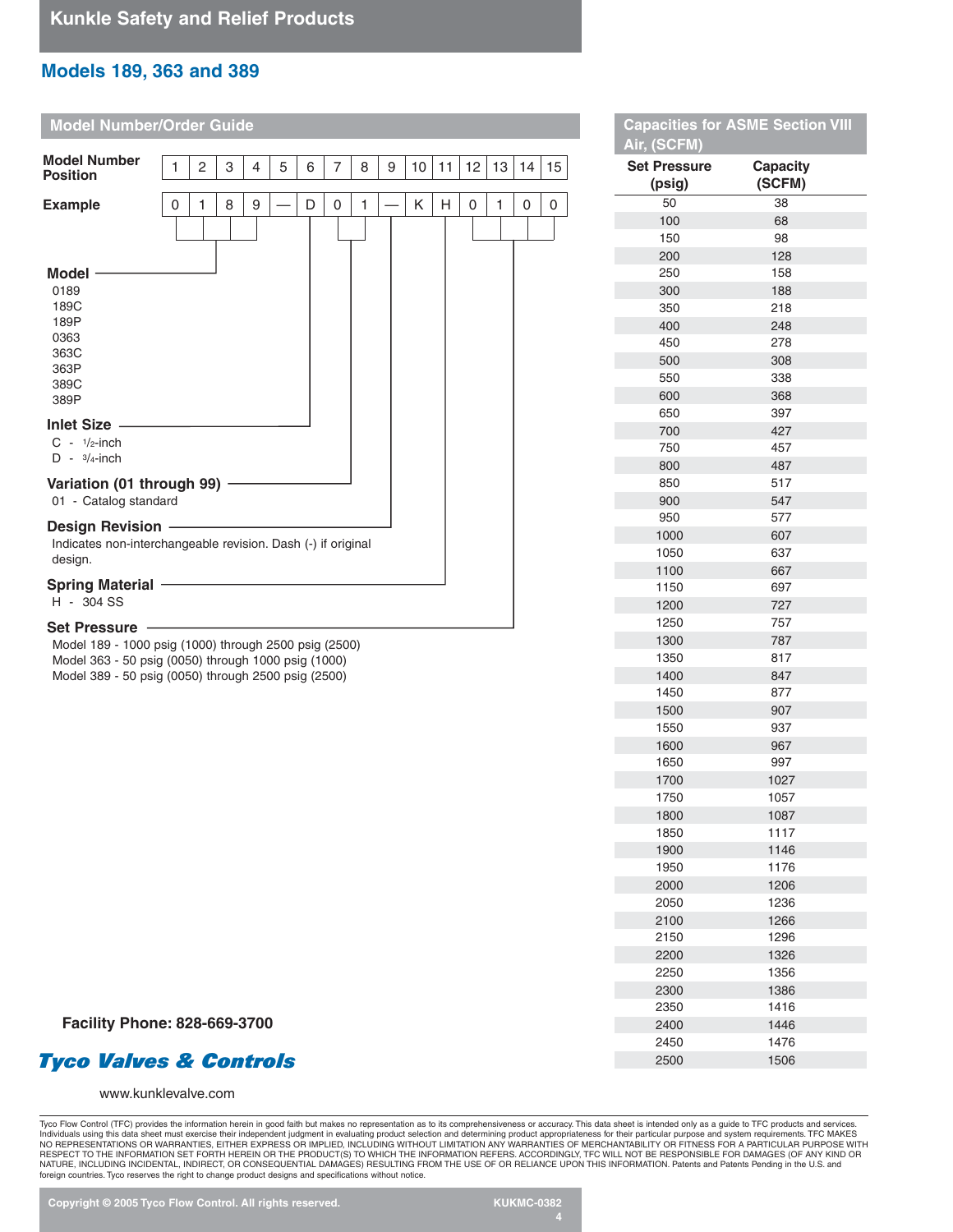## Kunkle Safety and Relief Products

# Models 189, 363 and 389

## Model Number/Order Guide

| Model Number Position | 1 | 2 | 3 | 4 | 5 | 6 | 7 | 8 | 9 | 10 | 11 | 12 | 13 | 14 | 15 |
|---|---|---|---|---|---|---|---|---|---|---|---|---|---|---|---|
| Example | 0 | 1 | 8 | 9 | — | D | 0 | 1 | — | K | H | 0 | 1 | 0 | 0 |

**Model**
- 0189
- 189C
- 189P
- 0363
- 363C
- 363P
- 389C
- 389P

**Inlet Size**
- C - 1/2-inch
- D - 3/4-inch

**Variation (01 through 99)**
- 01 - Catalog standard

**Design Revision**

Indicates non-interchangeable revision. Dash (-) if original design.

**Spring Material**
- H - 304 SS

**Set Pressure**
- Model 189 - 1000 psig (1000) through 2500 psig (2500)
- Model 363 - 50 psig (0050) through 1000 psig (1000)
- Model 389 - 50 psig (0050) through 2500 psig (2500)

## Capacities for ASME Section VIII Air, (SCFM)

| Set Pressure (psig) | Capacity (SCFM) |
|---|---|
| 50 | 38 |
| 100 | 68 |
| 150 | 98 |
| 200 | 128 |
| 250 | 158 |
| 300 | 188 |
| 350 | 218 |
| 400 | 248 |
| 450 | 278 |
| 500 | 308 |
| 550 | 338 |
| 600 | 368 |
| 650 | 397 |
| 700 | 427 |
| 750 | 457 |
| 800 | 487 |
| 850 | 517 |
| 900 | 547 |
| 950 | 577 |
| 1000 | 607 |
| 1050 | 637 |
| 1100 | 667 |
| 1150 | 697 |
| 1200 | 727 |
| 1250 | 757 |
| 1300 | 787 |
| 1350 | 817 |
| 1400 | 847 |
| 1450 | 877 |
| 1500 | 907 |
| 1550 | 937 |
| 1600 | 967 |
| 1650 | 997 |
| 1700 | 1027 |
| 1750 | 1057 |
| 1800 | 1087 |
| 1850 | 1117 |
| 1900 | 1146 |
| 1950 | 1176 |
| 2000 | 1206 |
| 2050 | 1236 |
| 2100 | 1266 |
| 2150 | 1296 |
| 2200 | 1326 |
| 2250 | 1356 |
| 2300 | 1386 |
| 2350 | 1416 |
| 2400 | 1446 |
| 2450 | 1476 |
| 2500 | 1506 |

**Facility Phone: 828-669-3700**

***Tyco Valves & Controls***

www.kunklevalve.com

Tyco Flow Control (TFC) provides the information herein in good faith but makes no representation as to its comprehensiveness or accuracy. This data sheet is intended only as a guide to TFC products and services. Individuals using this data sheet must exercise their independent judgment in evaluating product selection and determining product appropriateness for their particular purpose and system requirements. TFC MAKES NO REPRESENTATIONS OR WARRANTIES, EITHER EXPRESS OR IMPLIED, INCLUDING WITHOUT LIMITATION ANY WARRANTIES OF MERCHANTABILITY OR FITNESS FOR A PARTICULAR PURPOSE WITH RESPECT TO THE INFORMATION SET FORTH HEREIN OR THE PRODUCT(S) TO WHICH THE INFORMATION REFERS. ACCORDINGLY, TFC WILL NOT BE RESPONSIBLE FOR DAMAGES (OF ANY KIND OR NATURE, INCLUDING INCIDENTAL, INDIRECT, OR CONSEQUENTIAL DAMAGES) RESULTING FROM THE USE OF OR RELIANCE UPON THIS INFORMATION. Patents and Patents Pending in the U.S. and foreign countries. Tyco reserves the right to change product designs and specifications without notice.

Copyright © 2005 Tyco Flow Control. All rights reserved.

KUKMC-0382